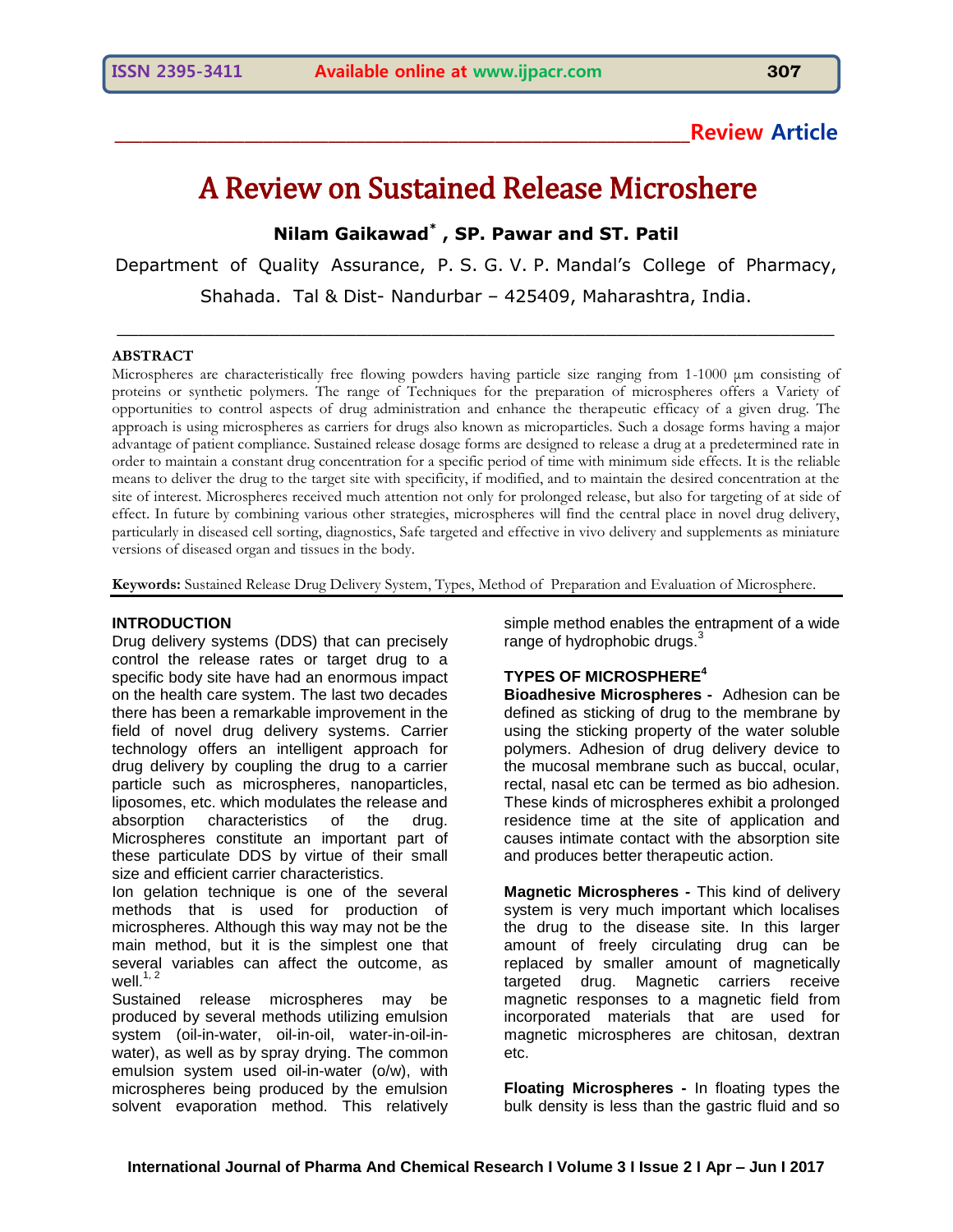**Review Article**

# A Review on Sustained Release Microshere

**Nilam Gaikawad*, SP. Pawar and ST. Patil**

Department of Quality Assurance, P. S. G. V. P. Mandal's College of Pharmacy, Shahada. Tal & Dist- Nandurbar – 425409, Maharashtra, India.

## ABSTRACT

Microspheres are characteristically free flowing powders having particle size ranging from 1-1000 μm consisting of proteins or synthetic polymers. The range of Techniques for the preparation of microspheres offers a Variety of opportunities to control aspects of drug administration and enhance the therapeutic efficacy of a given drug. The approach is using microspheres as carriers for drugs also known as microparticles. Such a dosage forms having a major advantage of patient compliance. Sustained release dosage forms are designed to release a drug at a predetermined rate in order to maintain a constant drug concentration for a specific period of time with minimum side effects. It is the reliable means to deliver the drug to the target site with specificity, if modified, and to maintain the desired concentration at the site of interest. Microspheres received much attention not only for prolonged release, but also for targeting of at side of effect. In future by combining various other strategies, microspheres will find the central place in novel drug delivery, particularly in diseased cell sorting, diagnostics, Safe targeted and effective in vivo delivery and supplements as miniature versions of diseased organ and tissues in the body.

**Keywords:** Sustained Release Drug Delivery System, Types, Method of Preparation and Evaluation of Microsphere.

## INTRODUCTION

Drug delivery systems (DDS) that can precisely control the release rates or target drug to a specific body site have had an enormous impact on the health care system. The last two decades there has been a remarkable improvement in the field of novel drug delivery systems. Carrier technology offers an intelligent approach for drug delivery by coupling the drug to a carrier particle such as microspheres, nanoparticles, liposomes, etc. which modulates the release and absorption characteristics of the drug. Microspheres constitute an important part of these particulate DDS by virtue of their small size and efficient carrier characteristics.

Ion gelation technique is one of the several methods that is used for production of microspheres. Although this way may not be the main method, but it is the simplest one that several variables can affect the outcome, as well.[1, 2]

Sustained release microspheres may be produced by several methods utilizing emulsion system (oil-in-water, oil-in-oil, water-in-oil-in-water), as well as by spray drying. The common emulsion system used oil-in-water (o/w), with microspheres being produced by the emulsion solvent evaporation method. This relatively simple method enables the entrapment of a wide range of hydrophobic drugs.[3]

## TYPES OF MICROSPHERE[4]

**Bioadhesive Microspheres -** Adhesion can be defined as sticking of drug to the membrane by using the sticking property of the water soluble polymers. Adhesion of drug delivery device to the mucosal membrane such as buccal, ocular, rectal, nasal etc can be termed as bio adhesion. These kinds of microspheres exhibit a prolonged residence time at the site of application and causes intimate contact with the absorption site and produces better therapeutic action.

**Magnetic Microspheres -** This kind of delivery system is very much important which localises the drug to the disease site. In this larger amount of freely circulating drug can be replaced by smaller amount of magnetically targeted drug. Magnetic carriers receive magnetic responses to a magnetic field from incorporated materials that are used for magnetic microspheres are chitosan, dextran etc.

**Floating Microspheres -** In floating types the bulk density is less than the gastric fluid and so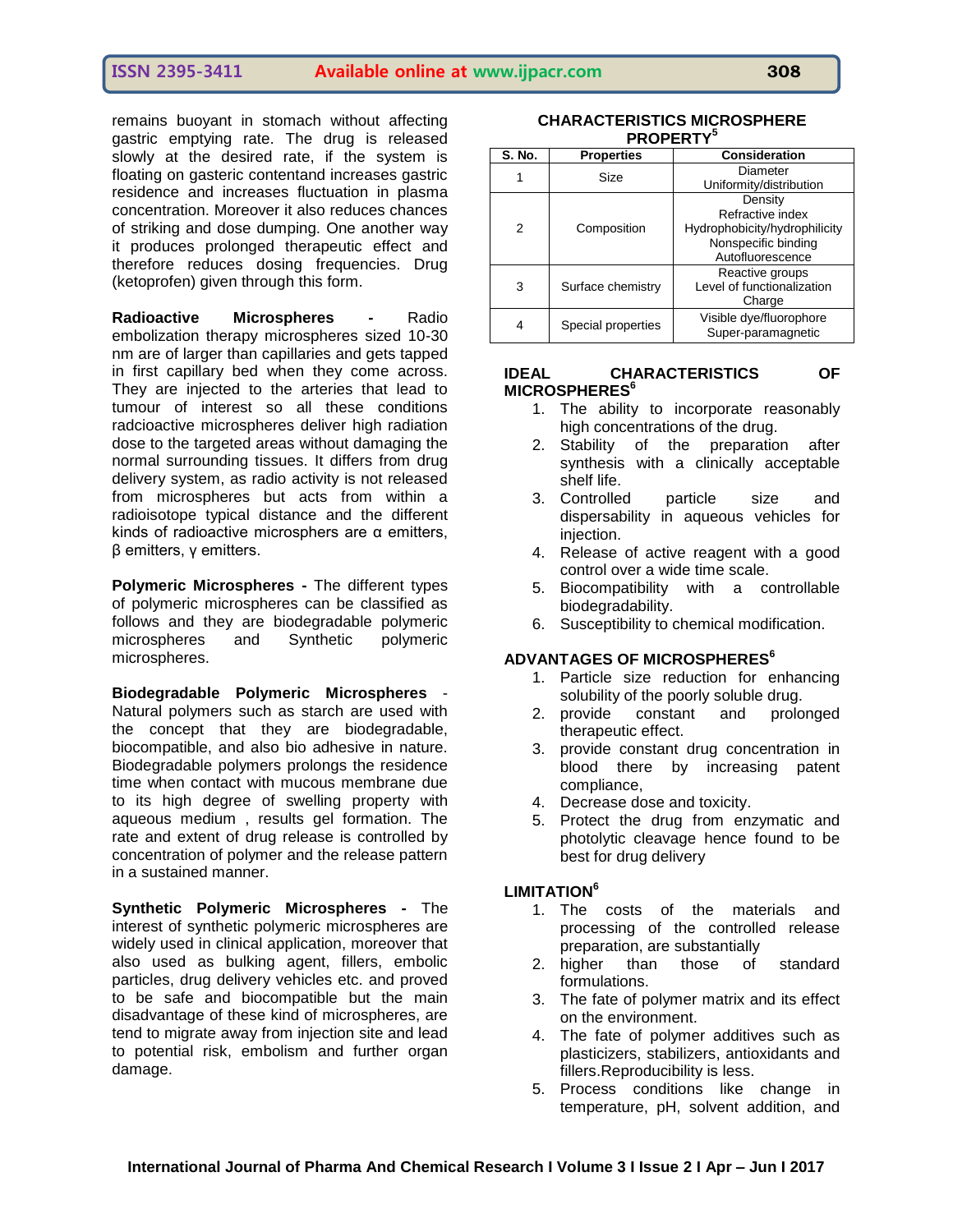remains buoyant in stomach without affecting gastric emptying rate. The drug is released slowly at the desired rate, if the system is floating on gasteric contentand increases gastric residence and increases fluctuation in plasma concentration. Moreover it also reduces chances of striking and dose dumping. One another way it produces prolonged therapeutic effect and therefore reduces dosing frequencies. Drug (ketoprofen) given through this form.

**Radioactive Microspheres -** Radio embolization therapy microspheres sized 10-30 nm are of larger than capillaries and gets tapped in first capillary bed when they come across. They are injected to the arteries that lead to tumour of interest so all these conditions radcioactive microspheres deliver high radiation dose to the targeted areas without damaging the normal surrounding tissues. It differs from drug delivery system, as radio activity is not released from microspheres but acts from within a radioisotope typical distance and the different kinds of radioactive microsphers are α emitters, β emitters, γ emitters.

**Polymeric Microspheres -** The different types of polymeric microspheres can be classified as follows and they are biodegradable polymeric microspheres and Synthetic polymeric microspheres.

**Biodegradable Polymeric Microspheres** - Natural polymers such as starch are used with the concept that they are biodegradable, biocompatible, and also bio adhesive in nature. Biodegradable polymers prolongs the residence time when contact with mucous membrane due to its high degree of swelling property with aqueous medium , results gel formation. The rate and extent of drug release is controlled by concentration of polymer and the release pattern in a sustained manner.

**Synthetic Polymeric Microspheres -** The interest of synthetic polymeric microspheres are widely used in clinical application, moreover that also used as bulking agent, fillers, embolic particles, drug delivery vehicles etc. and proved to be safe and biocompatible but the main disadvantage of these kind of microspheres, are tend to migrate away from injection site and lead to potential risk, embolism and further organ damage.

**CHARACTERISTICS MICROSPHERE PROPERTY[5]**

| S. No. | Properties | Consideration |
|---|---|---|
| 1 | Size | Diameter<br>Uniformity/distribution |
| 2 | Composition | Density<br>Refractive index<br>Hydrophobicity/hydrophilicity<br>Nonspecific binding<br>Autofluorescence |
| 3 | Surface chemistry | Reactive groups<br>Level of functionalization<br>Charge |
| 4 | Special properties | Visible dye/fluorophore<br>Super-paramagnetic |

## IDEAL CHARACTERISTICS OF MICROSPHERES[6]

1. The ability to incorporate reasonably high concentrations of the drug.
2. Stability of the preparation after synthesis with a clinically acceptable shelf life.
3. Controlled particle size and dispersability in aqueous vehicles for injection.
4. Release of active reagent with a good control over a wide time scale.
5. Biocompatibility with a controllable biodegradability.
6. Susceptibility to chemical modification.

## ADVANTAGES OF MICROSPHERES[6]

1. Particle size reduction for enhancing solubility of the poorly soluble drug.
2. provide constant and prolonged therapeutic effect.
3. provide constant drug concentration in blood there by increasing patent compliance,
4. Decrease dose and toxicity.
5. Protect the drug from enzymatic and photolytic cleavage hence found to be best for drug delivery

## LIMITATION[6]

1. The costs of the materials and processing of the controlled release preparation, are substantially
2. higher than those of standard formulations.
3. The fate of polymer matrix and its effect on the environment.
4. The fate of polymer additives such as plasticizers, stabilizers, antioxidants and fillers.Reproducibility is less.
5. Process conditions like change in temperature, pH, solvent addition, and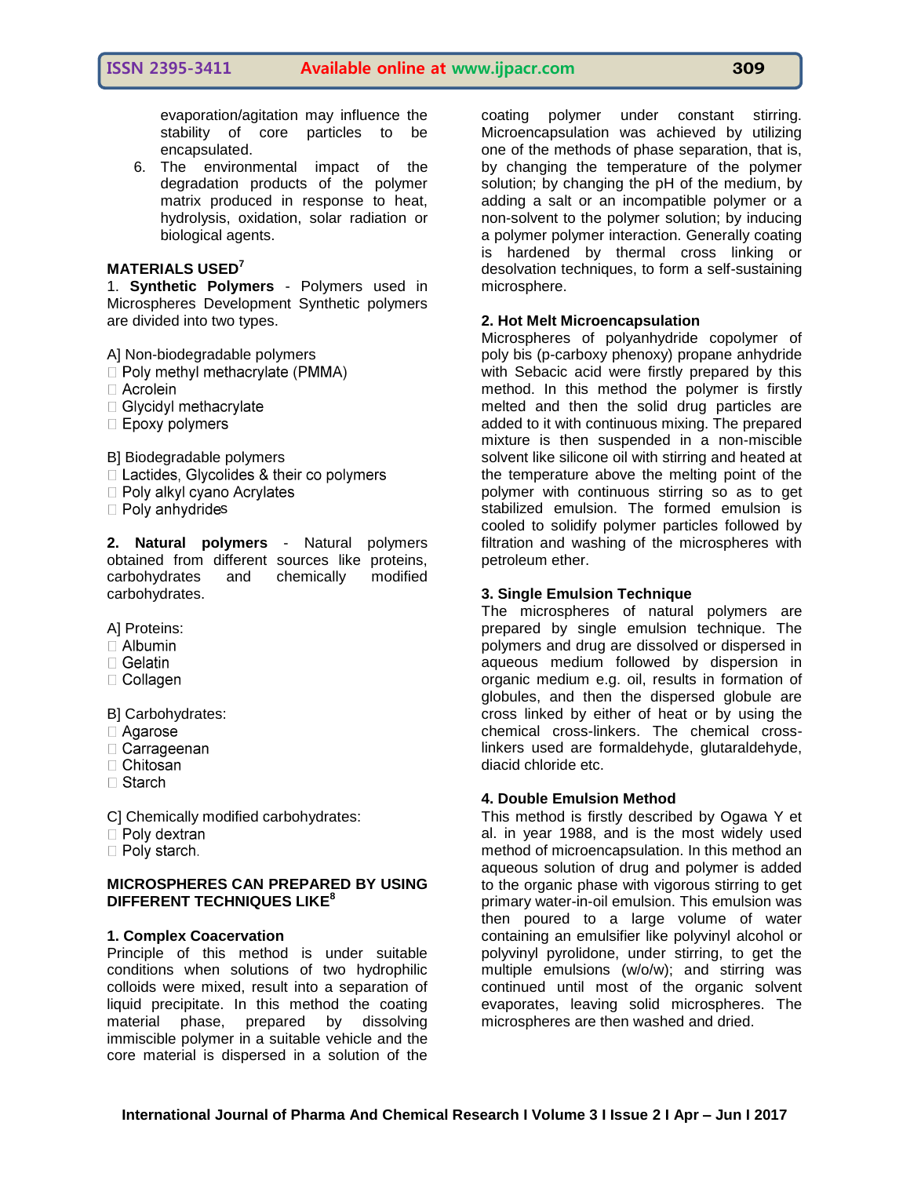evaporation/agitation may influence the stability of core particles to be encapsulated.

6. The environmental impact of the degradation products of the polymer matrix produced in response to heat, hydrolysis, oxidation, solar radiation or biological agents.

## MATERIALS USED[7]

1. **Synthetic Polymers** - Polymers used in Microspheres Development Synthetic polymers are divided into two types.

A] Non-biodegradable polymers

- Poly methyl methacrylate (PMMA)
- Acrolein
- Glycidyl methacrylate
- Epoxy polymers

B] Biodegradable polymers

- Lactides, Glycolides & their co polymers
- Poly alkyl cyano Acrylates
- Poly anhydrides

2. **Natural polymers** - Natural polymers obtained from different sources like proteins, carbohydrates and chemically modified carbohydrates.

A] Proteins:

- Albumin
- Gelatin
- Collagen

B] Carbohydrates:

- Agarose
- Carrageenan
- Chitosan
- Starch

C] Chemically modified carbohydrates:

- Poly dextran
- Poly starch.

## MICROSPHERES CAN PREPARED BY USING DIFFERENT TECHNIQUES LIKE[8]

### 1. Complex Coacervation

Principle of this method is under suitable conditions when solutions of two hydrophilic colloids were mixed, result into a separation of liquid precipitate. In this method the coating material phase, prepared by dissolving immiscible polymer in a suitable vehicle and the core material is dispersed in a solution of the coating polymer under constant stirring. Microencapsulation was achieved by utilizing one of the methods of phase separation, that is, by changing the temperature of the polymer solution; by changing the pH of the medium, by adding a salt or an incompatible polymer or a non-solvent to the polymer solution; by inducing a polymer polymer interaction. Generally coating is hardened by thermal cross linking or desolvation techniques, to form a self-sustaining microsphere.

### 2. Hot Melt Microencapsulation

Microspheres of polyanhydride copolymer of poly bis (p-carboxy phenoxy) propane anhydride with Sebacic acid were firstly prepared by this method. In this method the polymer is firstly melted and then the solid drug particles are added to it with continuous mixing. The prepared mixture is then suspended in a non-miscible solvent like silicone oil with stirring and heated at the temperature above the melting point of the polymer with continuous stirring so as to get stabilized emulsion. The formed emulsion is cooled to solidify polymer particles followed by filtration and washing of the microspheres with petroleum ether.

### 3. Single Emulsion Technique

The microspheres of natural polymers are prepared by single emulsion technique. The polymers and drug are dissolved or dispersed in aqueous medium followed by dispersion in organic medium e.g. oil, results in formation of globules, and then the dispersed globule are cross linked by either of heat or by using the chemical cross-linkers. The chemical cross-linkers used are formaldehyde, glutaraldehyde, diacid chloride etc.

### 4. Double Emulsion Method

This method is firstly described by Ogawa Y et al. in year 1988, and is the most widely used method of microencapsulation. In this method an aqueous solution of drug and polymer is added to the organic phase with vigorous stirring to get primary water-in-oil emulsion. This emulsion was then poured to a large volume of water containing an emulsifier like polyvinyl alcohol or polyvinyl pyrolidone, under stirring, to get the multiple emulsions (w/o/w); and stirring was continued until most of the organic solvent evaporates, leaving solid microspheres. The microspheres are then washed and dried.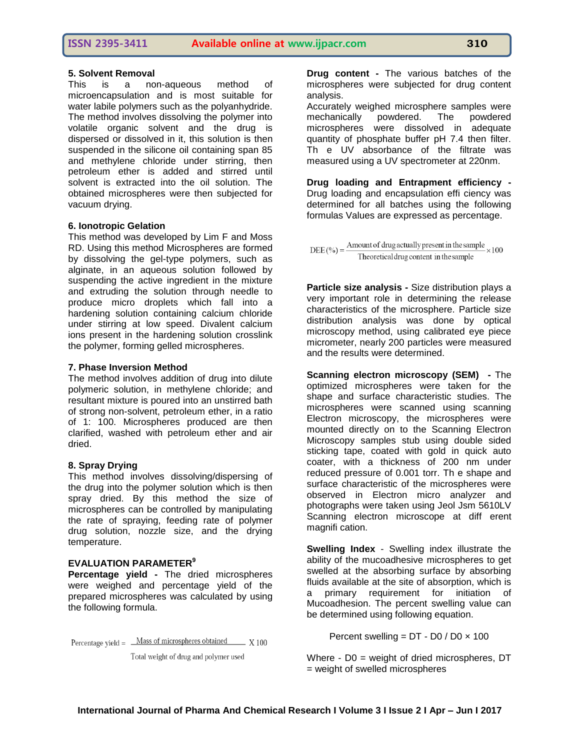### 5. Solvent Removal

This is a non-aqueous method of microencapsulation and is most suitable for water labile polymers such as the polyanhydride. The method involves dissolving the polymer into volatile organic solvent and the drug is dispersed or dissolved in it, this solution is then suspended in the silicone oil containing span 85 and methylene chloride under stirring, then petroleum ether is added and stirred until solvent is extracted into the oil solution. The obtained microspheres were then subjected for vacuum drying.

### 6. Ionotropic Gelation

This method was developed by Lim F and Moss RD. Using this method Microspheres are formed by dissolving the gel-type polymers, such as alginate, in an aqueous solution followed by suspending the active ingredient in the mixture and extruding the solution through needle to produce micro droplets which fall into a hardening solution containing calcium chloride under stirring at low speed. Divalent calcium ions present in the hardening solution crosslink the polymer, forming gelled microspheres.

### 7. Phase Inversion Method

The method involves addition of drug into dilute polymeric solution, in methylene chloride; and resultant mixture is poured into an unstirred bath of strong non-solvent, petroleum ether, in a ratio of 1: 100. Microspheres produced are then clarified, washed with petroleum ether and air dried.

### 8. Spray Drying

This method involves dissolving/dispersing of the drug into the polymer solution which is then spray dried. By this method the size of microspheres can be controlled by manipulating the rate of spraying, feeding rate of polymer drug solution, nozzle size, and the drying temperature.

## EVALUATION PARAMETER[9]

**Percentage yield -** The dried microspheres were weighed and percentage yield of the prepared microspheres was calculated by using the following formula.

$$\text{Percentage yield} = \frac{\text{Mass of microspheres obtained}}{\text{Total weight of drug and polymer used}} \times 100$$

**Drug content -** The various batches of the microspheres were subjected for drug content analysis.

Accurately weighed microsphere samples were mechanically powdered. The powdered microspheres were dissolved in adequate quantity of phosphate buffer pH 7.4 then filter. Th e UV absorbance of the filtrate was measured using a UV spectrometer at 220nm.

**Drug loading and Entrapment efficiency -** Drug loading and encapsulation effi ciency was determined for all batches using the following formulas Values are expressed as percentage.

$$\text{DEE}(\%) = \frac{\text{Amount of drug actually present in the sample}}{\text{Theoretical drug content in the sample}} \times 100$$

**Particle size analysis -** Size distribution plays a very important role in determining the release characteristics of the microsphere. Particle size distribution analysis was done by optical microscopy method, using calibrated eye piece micrometer, nearly 200 particles were measured and the results were determined.

**Scanning electron microscopy (SEM) -** The optimized microspheres were taken for the shape and surface characteristic studies. The microspheres were scanned using scanning Electron microscopy, the microspheres were mounted directly on to the Scanning Electron Microscopy samples stub using double sided sticking tape, coated with gold in quick auto coater, with a thickness of 200 nm under reduced pressure of 0.001 torr. Th e shape and surface characteristic of the microspheres were observed in Electron micro analyzer and photographs were taken using Jeol Jsm 5610LV Scanning electron microscope at diff erent magnifi cation.

**Swelling Index** - Swelling index illustrate the ability of the mucoadhesive microspheres to get swelled at the absorbing surface by absorbing fluids available at the site of absorption, which is a primary requirement for initiation of Mucoadhesion. The percent swelling value can be determined using following equation.

$$\text{Percent swelling} = DT - D0 / D0 \times 100$$

Where - D0 = weight of dried microspheres, DT = weight of swelled microspheres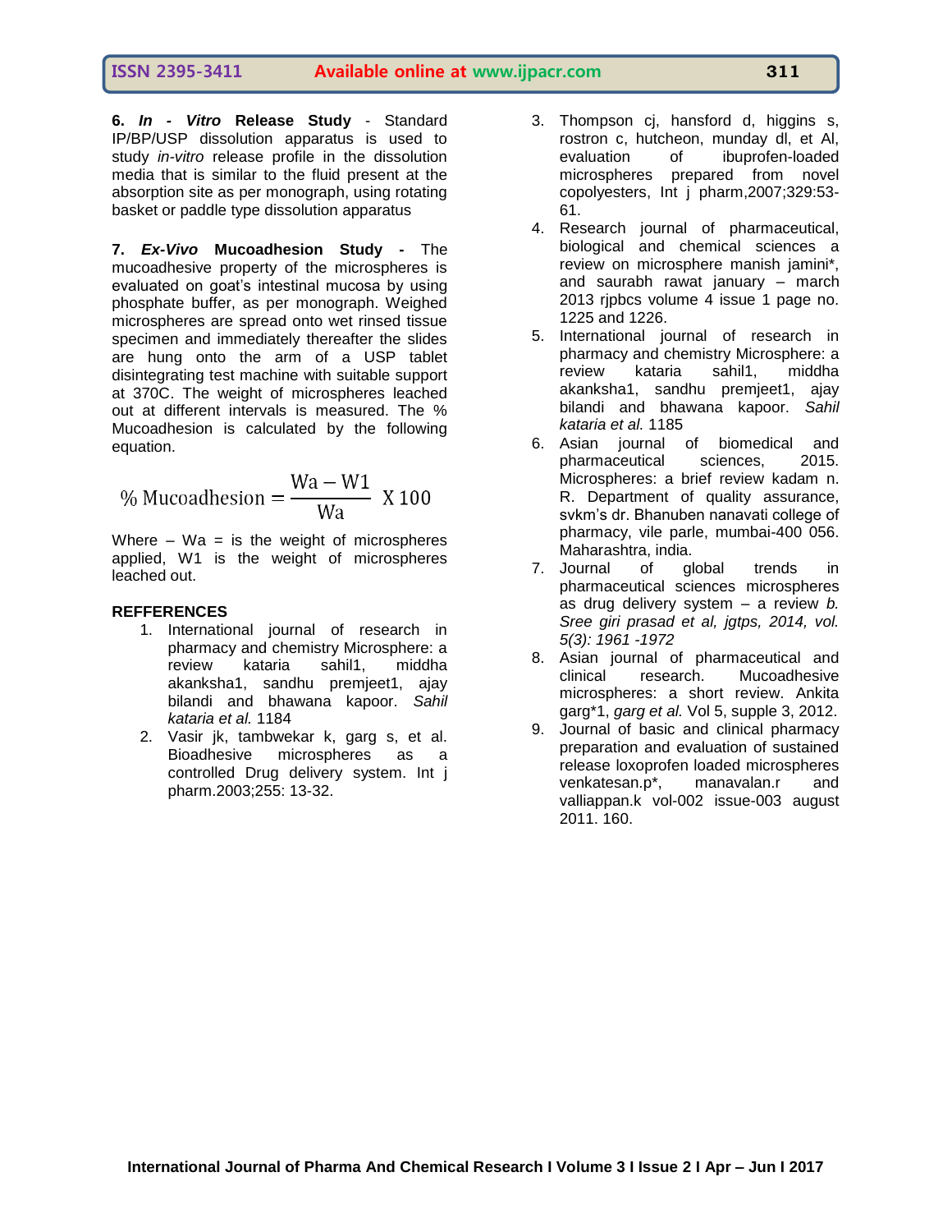**6. *In - Vitro* Release Study** - Standard IP/BP/USP dissolution apparatus is used to study *in-vitro* release profile in the dissolution media that is similar to the fluid present at the absorption site as per monograph, using rotating basket or paddle type dissolution apparatus

**7. *Ex-Vivo* Mucoadhesion Study -** The mucoadhesive property of the microspheres is evaluated on goat's intestinal mucosa by using phosphate buffer, as per monograph. Weighed microspheres are spread onto wet rinsed tissue specimen and immediately thereafter the slides are hung onto the arm of a USP tablet disintegrating test machine with suitable support at 370C. The weight of microspheres leached out at different intervals is measured. The % Mucoadhesion is calculated by the following equation.

$$\% \text{ Mucoadhesion} = \frac{\text{Wa} - \text{W1}}{\text{Wa}} \text{ X } 100$$

Where – Wa = is the weight of microspheres applied, W1 is the weight of microspheres leached out.

**REFFERENCES**

1. International journal of research in pharmacy and chemistry Microsphere: a review kataria sahil1, middha akanksha1, sandhu premjeet1, ajay bilandi and bhawana kapoor. *Sahil kataria et al.* 1184
2. Vasir jk, tambwekar k, garg s, et al. Bioadhesive microspheres as a controlled Drug delivery system. Int j pharm.2003;255: 13-32.
3. Thompson cj, hansford d, higgins s, rostron c, hutcheon, munday dl, et Al, evaluation of ibuprofen-loaded microspheres prepared from novel copolyesters, Int j pharm,2007;329:53-61.
4. Research journal of pharmaceutical, biological and chemical sciences a review on microsphere manish jamini*, and saurabh rawat january – march 2013 rjpbcs volume 4 issue 1 page no. 1225 and 1226.
5. International journal of research in pharmacy and chemistry Microsphere: a review kataria sahil1, middha akanksha1, sandhu premjeet1, ajay bilandi and bhawana kapoor. *Sahil kataria et al.* 1185
6. Asian journal of biomedical and pharmaceutical sciences, 2015. Microspheres: a brief review kadam n. R. Department of quality assurance, svkm's dr. Bhanuben nanavati college of pharmacy, vile parle, mumbai-400 056. Maharashtra, india.
7. Journal of global trends in pharmaceutical sciences microspheres as drug delivery system – a review *b. Sree giri prasad et al, jgtps, 2014, vol. 5(3): 1961 -1972*
8. Asian journal of pharmaceutical and clinical research. Mucoadhesive microspheres: a short review. Ankita garg*1, *garg et al.* Vol 5, supple 3, 2012.
9. Journal of basic and clinical pharmacy preparation and evaluation of sustained release loxoprofen loaded microspheres venkatesan.p*, manavalan.r and valliappan.k vol-002 issue-003 august 2011. 160.